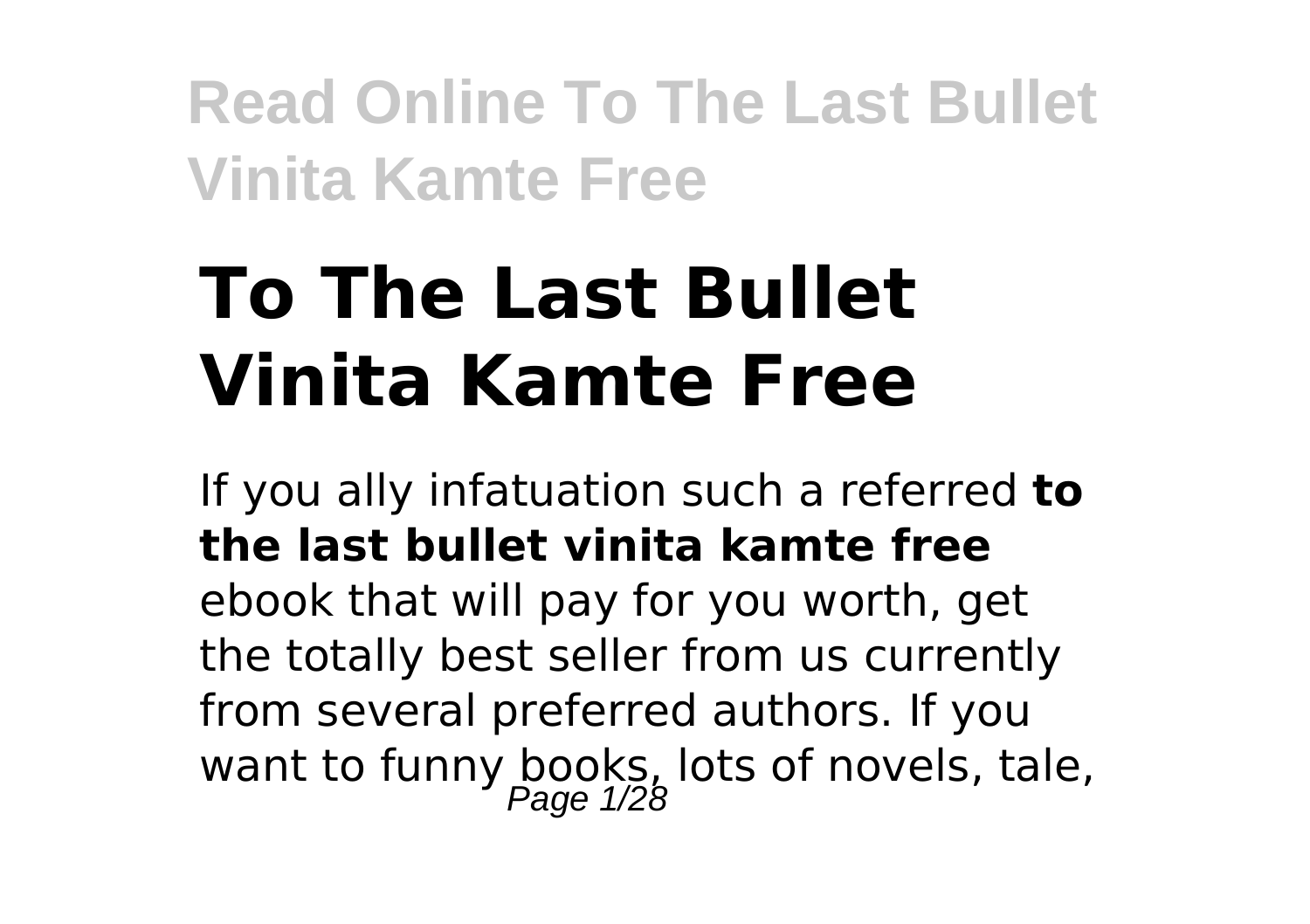# To The Last Bullet Vinita Kamte Free

If you ally infatuation such a referred **to the last bullet vinita kamte free** ebook that will pay for you worth, get the totally best seller from us currently from several preferred authors. If you want to funny books, lots of novels, tale,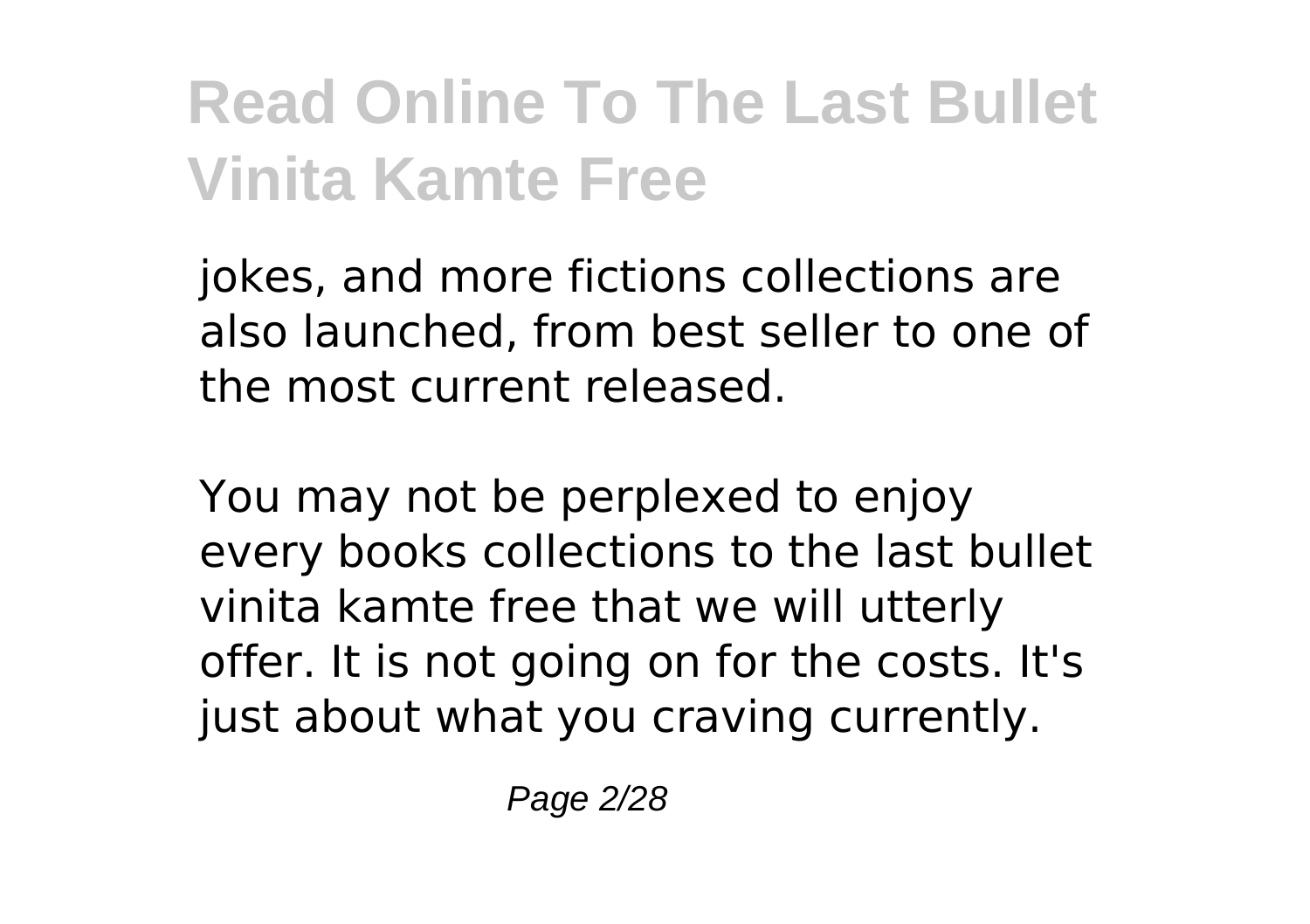jokes, and more fictions collections are also launched, from best seller to one of the most current released.

You may not be perplexed to enjoy every books collections to the last bullet vinita kamte free that we will utterly offer. It is not going on for the costs. It's just about what you craving currently.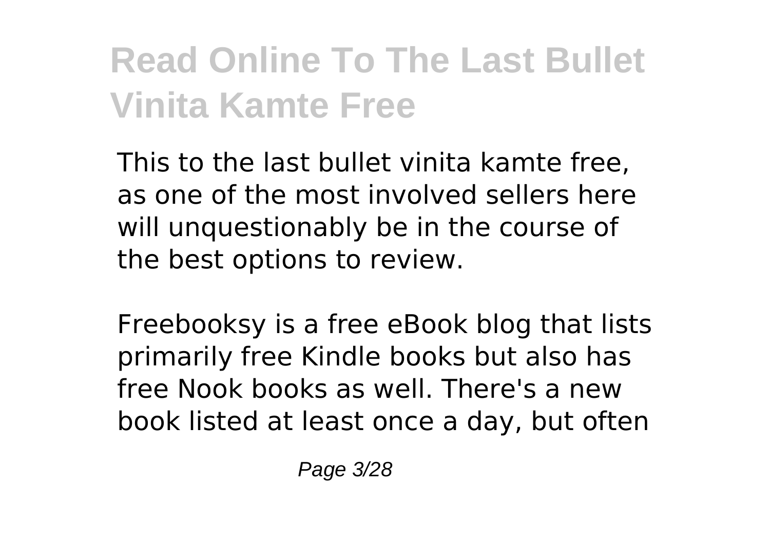This to the last bullet vinita kamte free, as one of the most involved sellers here will unquestionably be in the course of the best options to review.

Freebooksy is a free eBook blog that lists primarily free Kindle books but also has free Nook books as well. There's a new book listed at least once a day, but often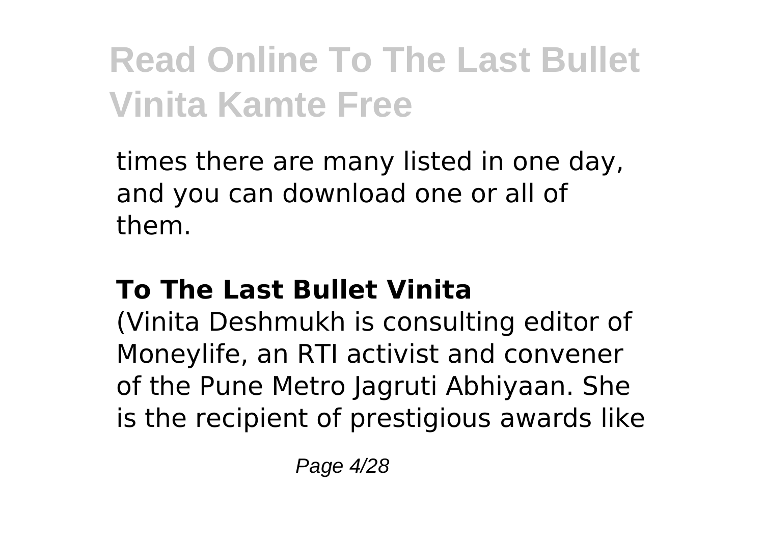times there are many listed in one day, and you can download one or all of them.

## To The Last Bullet Vinita

(Vinita Deshmukh is consulting editor of Moneylife, an RTI activist and convener of the Pune Metro Jagruti Abhiyaan. She is the recipient of prestigious awards like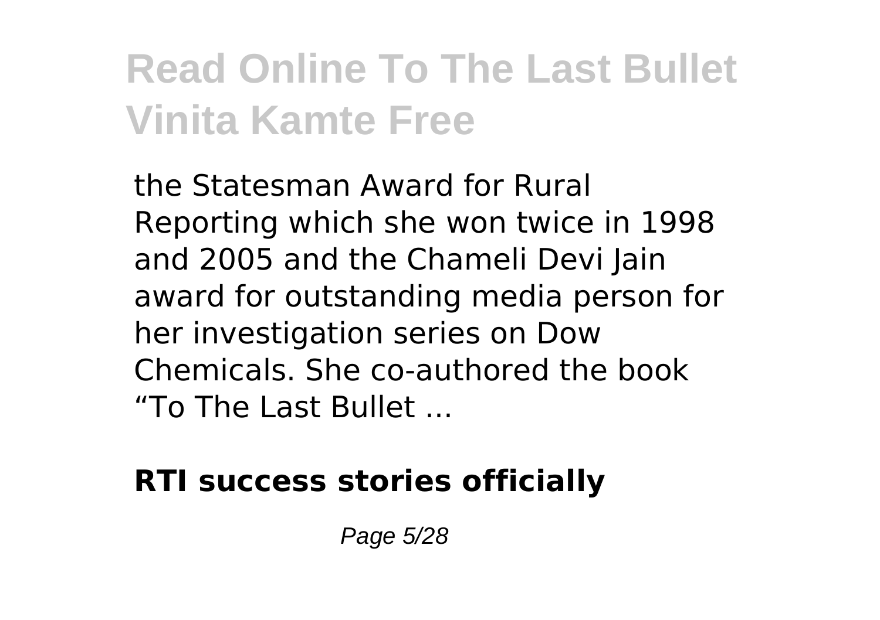the Statesman Award for Rural Reporting which she won twice in 1998 and 2005 and the Chameli Devi Jain award for outstanding media person for her investigation series on Dow Chemicals. She co-authored the book "To The Last Bullet ...

**RTI success stories officially**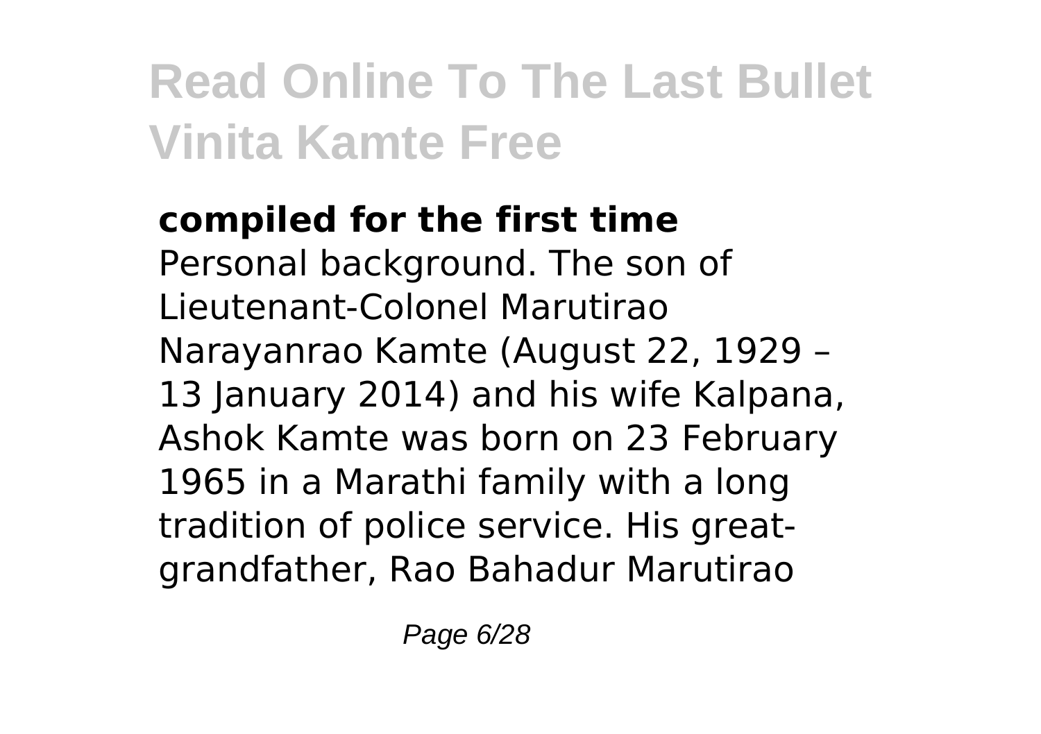**compiled for the first time**

Personal background. The son of Lieutenant-Colonel Marutirao Narayanrao Kamte (August 22, 1929 – 13 January 2014) and his wife Kalpana, Ashok Kamte was born on 23 February 1965 in a Marathi family with a long tradition of police service. His great-grandfather, Rao Bahadur Marutirao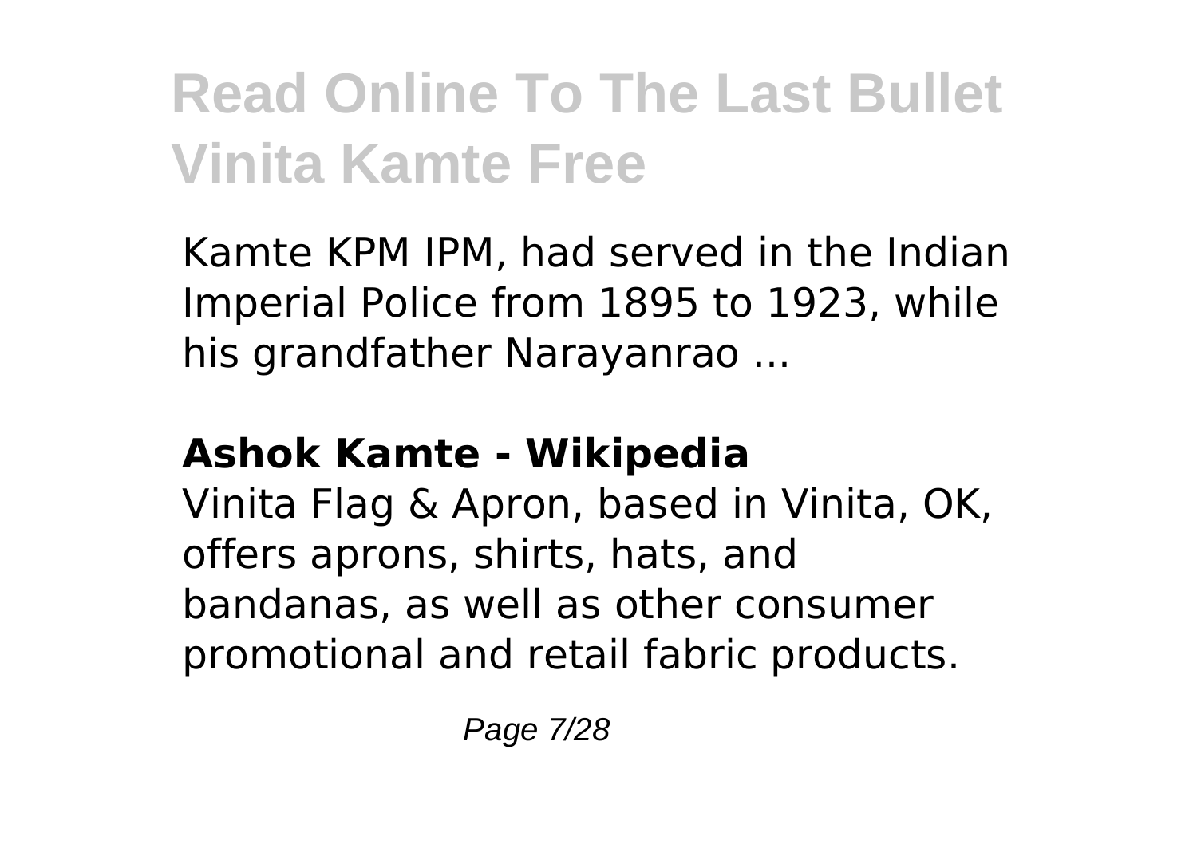Kamte KPM IPM, had served in the Indian Imperial Police from 1895 to 1923, while his grandfather Narayanrao ...

**Ashok Kamte - Wikipedia**

Vinita Flag & Apron, based in Vinita, OK, offers aprons, shirts, hats, and bandanas, as well as other consumer promotional and retail fabric products.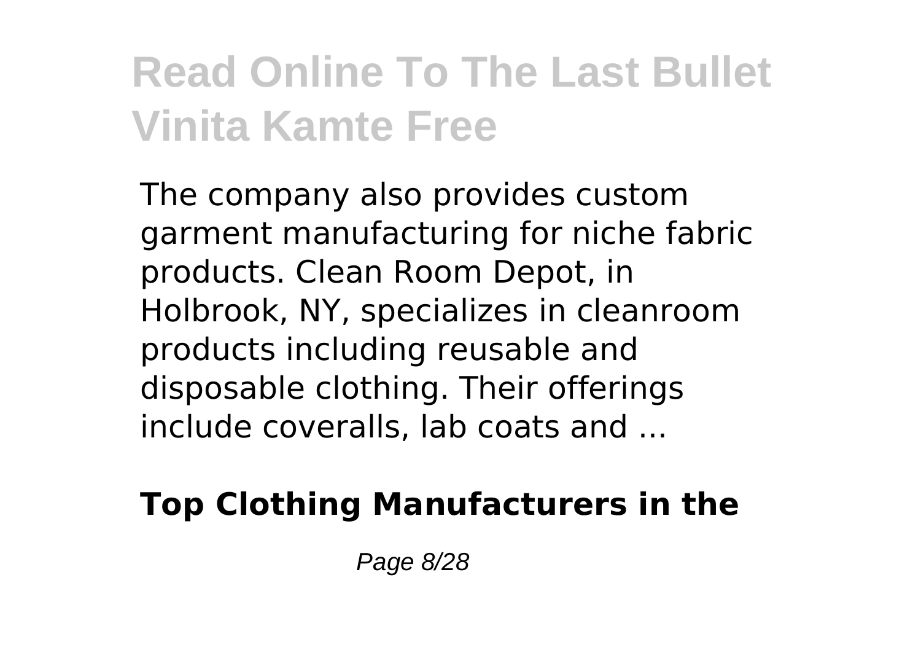The company also provides custom garment manufacturing for niche fabric products. Clean Room Depot, in Holbrook, NY, specializes in cleanroom products including reusable and disposable clothing. Their offerings include coveralls, lab coats and ...

**Top Clothing Manufacturers in the**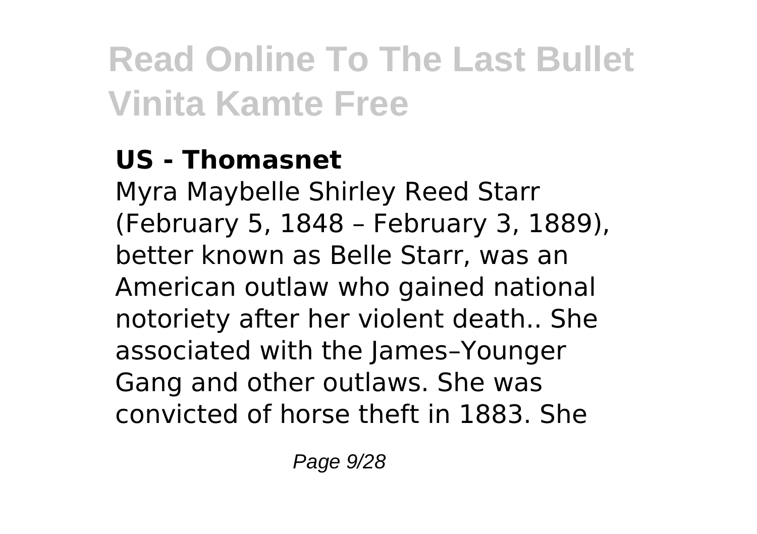### US - Thomasnet

Myra Maybelle Shirley Reed Starr (February 5, 1848 – February 3, 1889), better known as Belle Starr, was an American outlaw who gained national notoriety after her violent death.. She associated with the James–Younger Gang and other outlaws. She was convicted of horse theft in 1883. She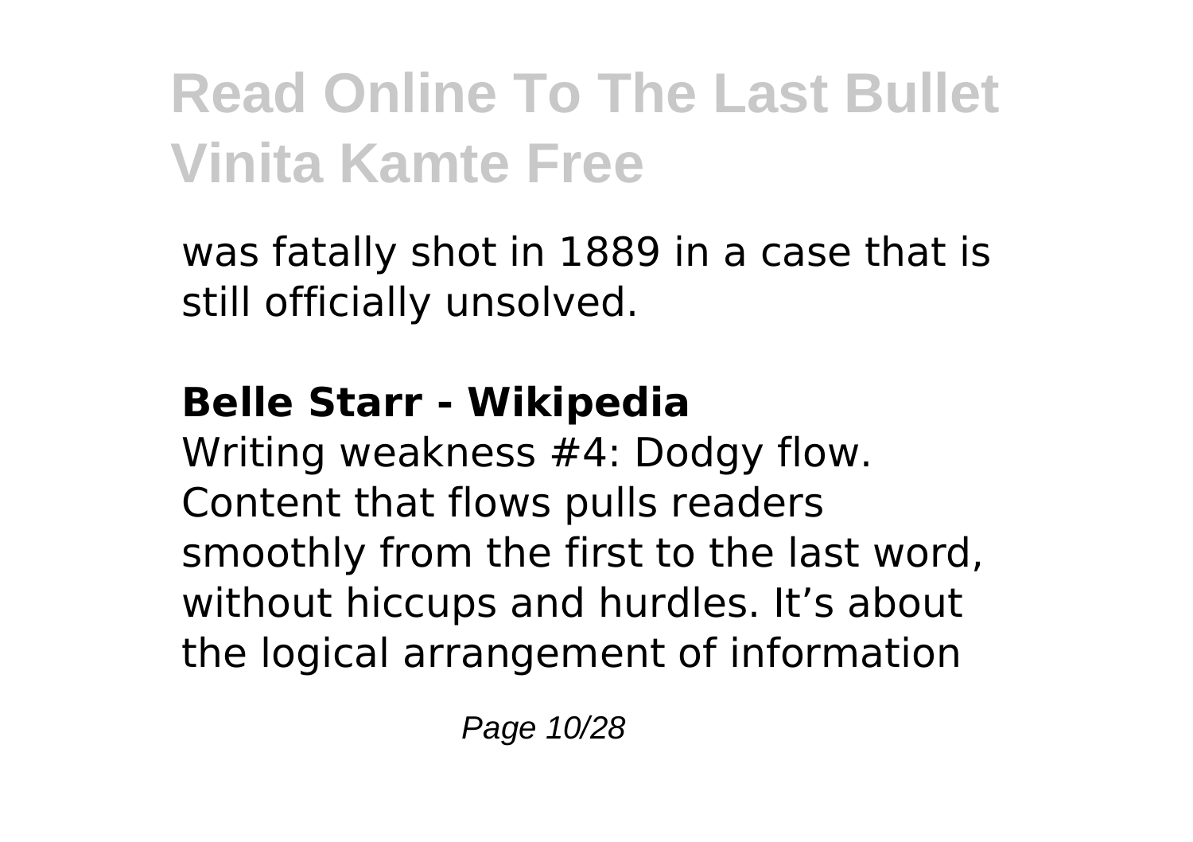was fatally shot in 1889 in a case that is still officially unsolved.

**Belle Starr - Wikipedia**

Writing weakness #4: Dodgy flow. Content that flows pulls readers smoothly from the first to the last word, without hiccups and hurdles. It's about the logical arrangement of information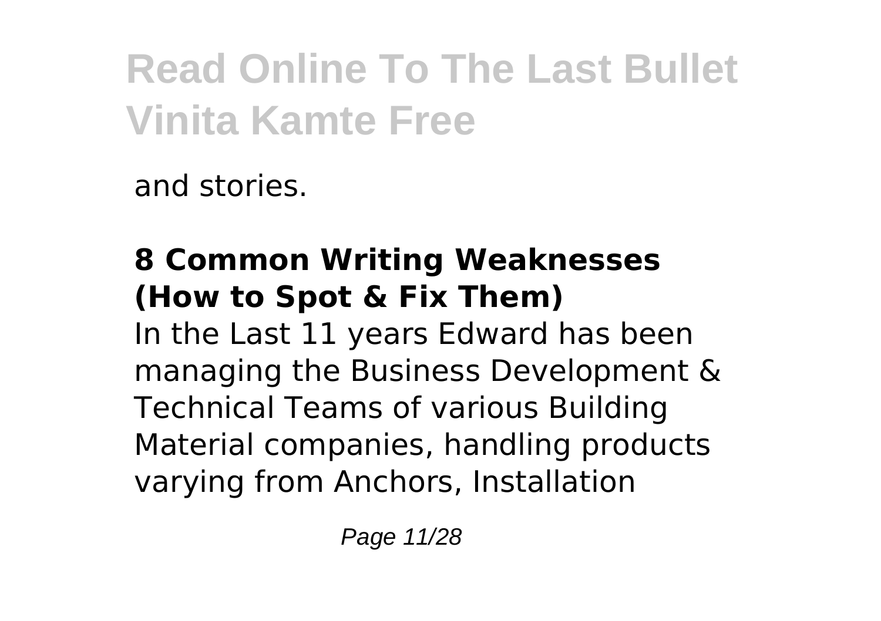and stories.

**8 Common Writing Weaknesses (How to Spot & Fix Them)**

In the Last 11 years Edward has been managing the Business Development & Technical Teams of various Building Material companies, handling products varying from Anchors, Installation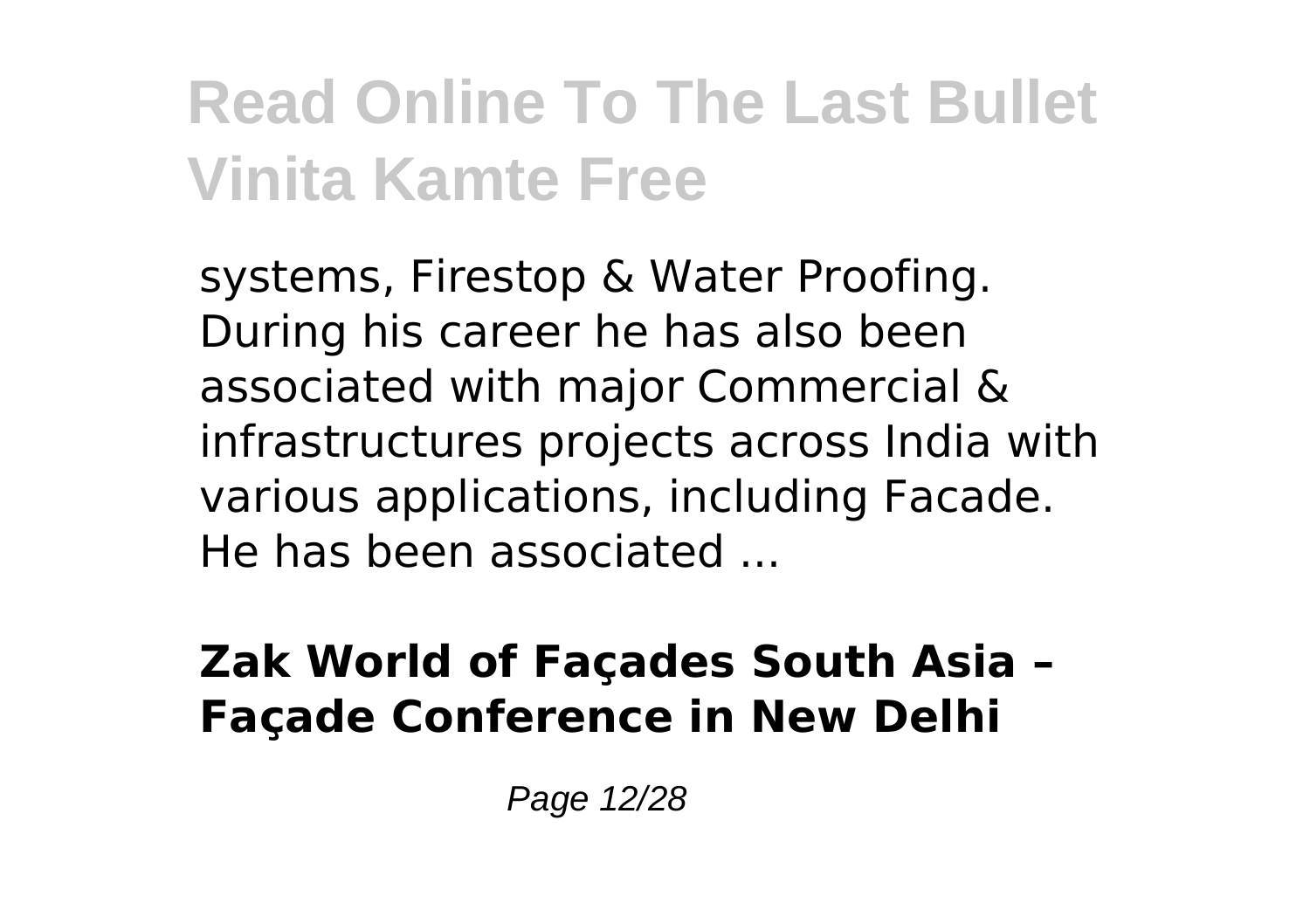systems, Firestop & Water Proofing. During his career he has also been associated with major Commercial & infrastructures projects across India with various applications, including Facade. He has been associated ...

**Zak World of Façades South Asia – Façade Conference in New Delhi**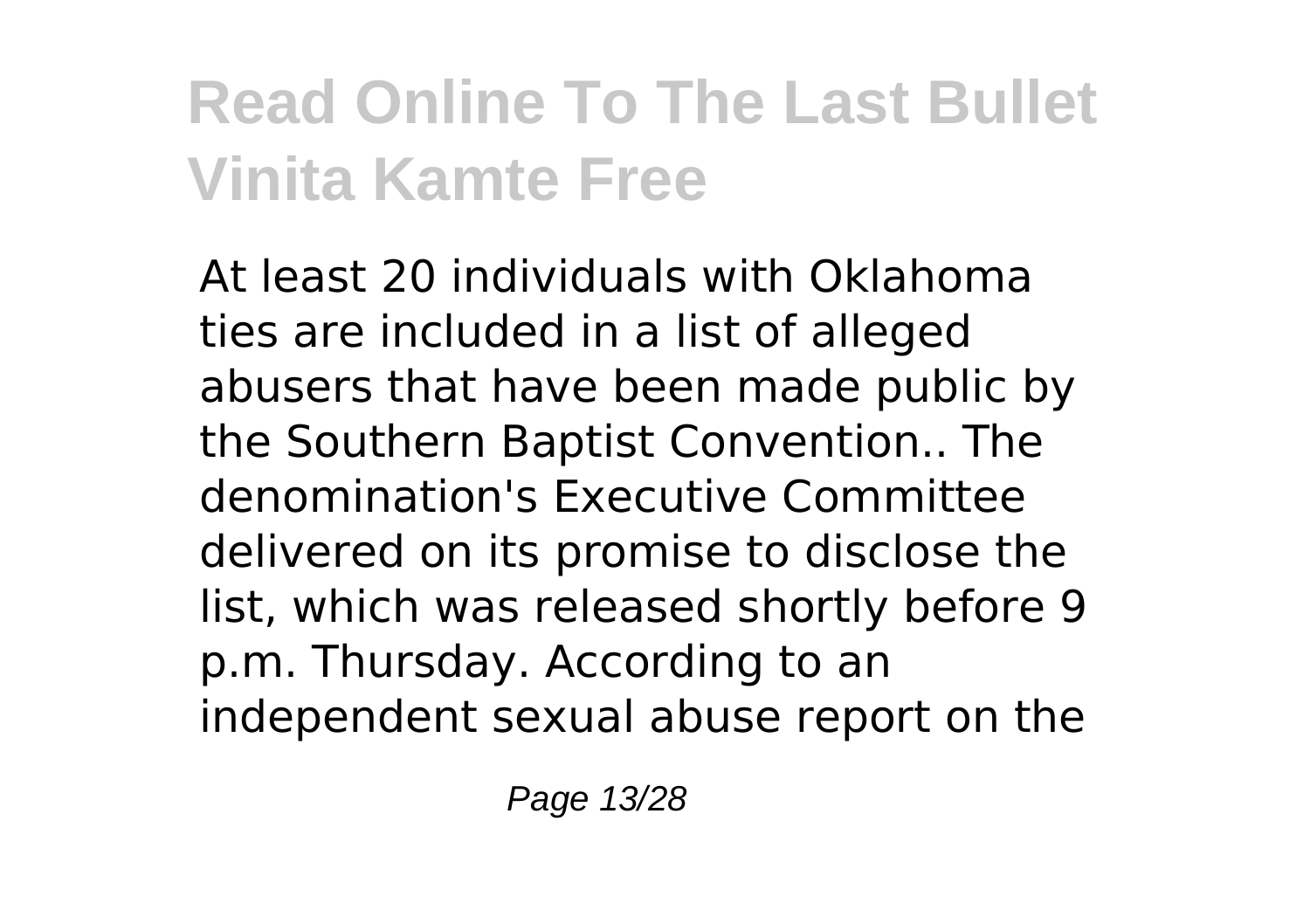# Read Online To The Last Bullet Vinita Kamte Free

At least 20 individuals with Oklahoma ties are included in a list of alleged abusers that have been made public by the Southern Baptist Convention.. The denomination's Executive Committee delivered on its promise to disclose the list, which was released shortly before 9 p.m. Thursday. According to an independent sexual abuse report on the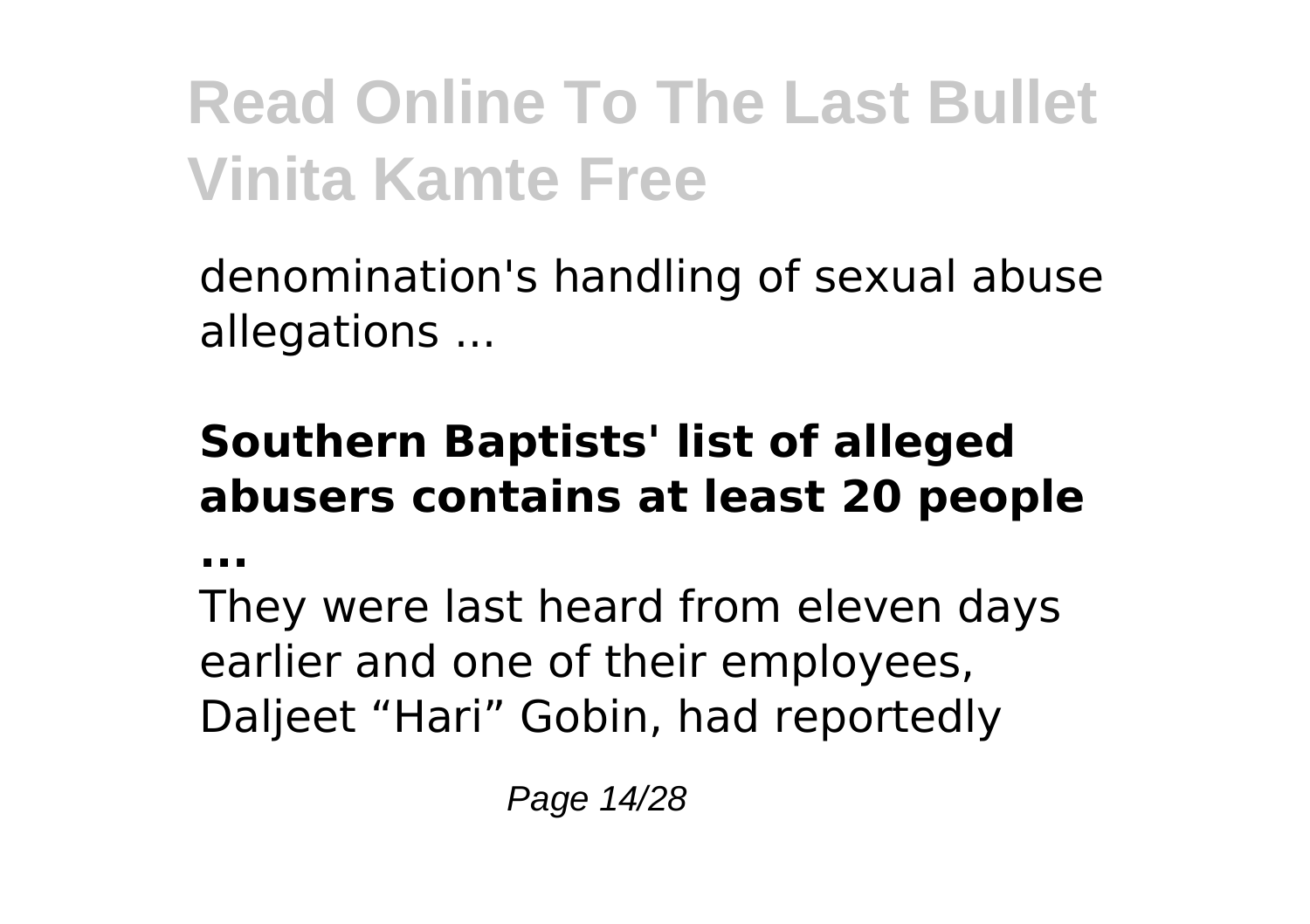denomination's handling of sexual abuse allegations ...

**Southern Baptists' list of alleged abusers contains at least 20 people ...**

They were last heard from eleven days earlier and one of their employees, Daljeet “Hari” Gobin, had reportedly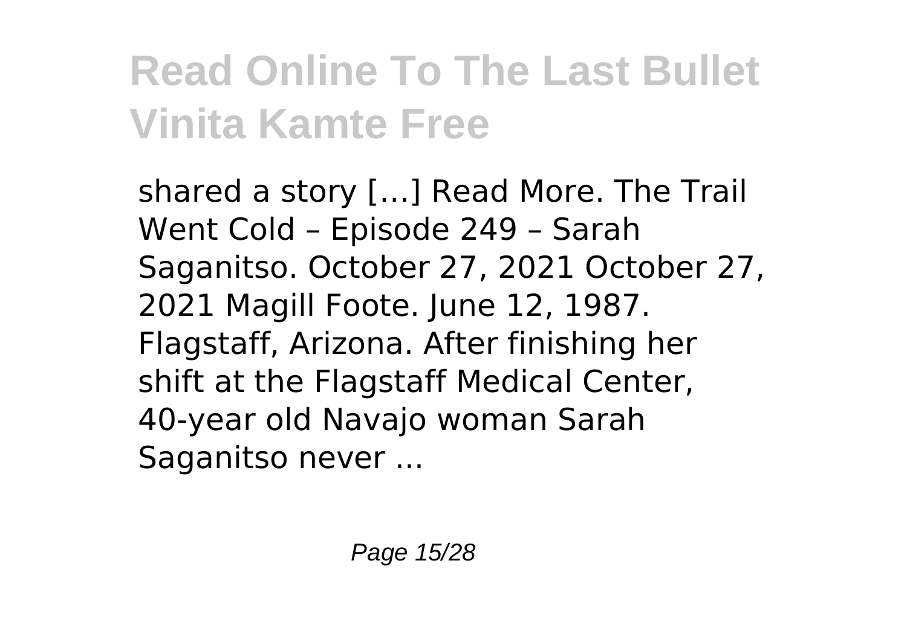shared a story […] Read More. The Trail Went Cold – Episode 249 – Sarah Saganitso. October 27, 2021 October 27, 2021 Magill Foote. June 12, 1987. Flagstaff, Arizona. After finishing her shift at the Flagstaff Medical Center, 40-year old Navajo woman Sarah Saganitso never ...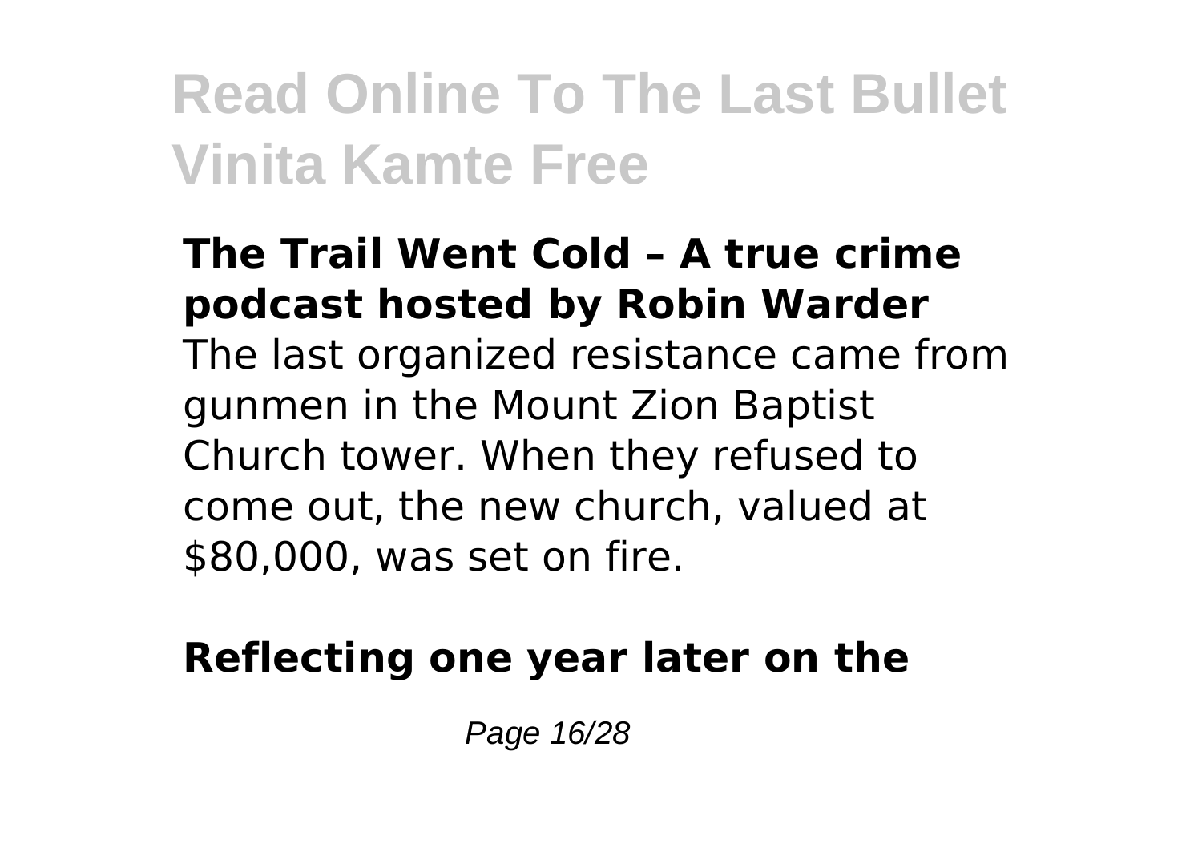**The Trail Went Cold – A true crime podcast hosted by Robin Warder**

The last organized resistance came from gunmen in the Mount Zion Baptist Church tower. When they refused to come out, the new church, valued at $80,000, was set on fire.

**Reflecting one year later on the**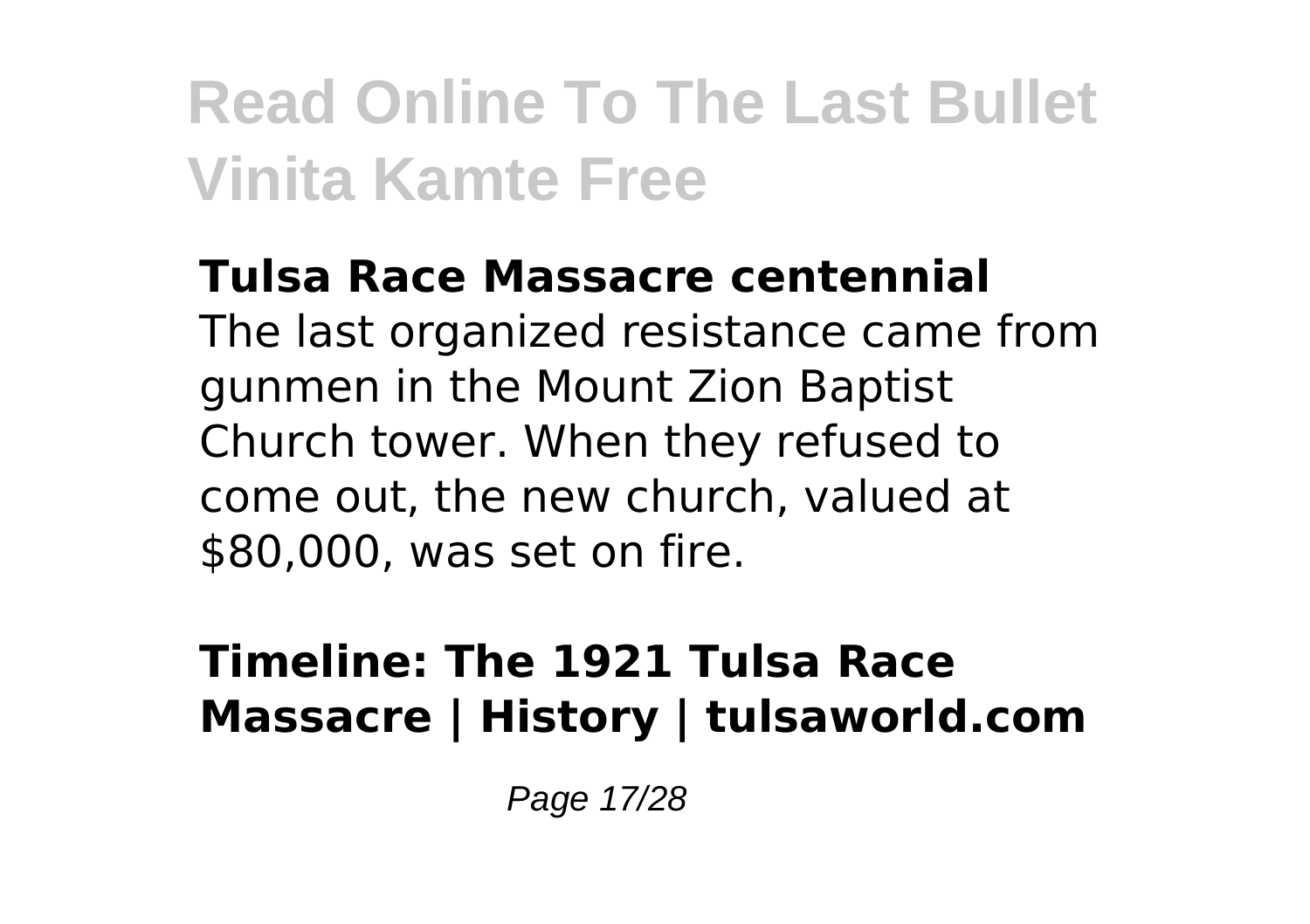**Tulsa Race Massacre centennial**

The last organized resistance came from gunmen in the Mount Zion Baptist Church tower. When they refused to come out, the new church, valued at $80,000, was set on fire.

**Timeline: The 1921 Tulsa Race Massacre | History | tulsaworld.com**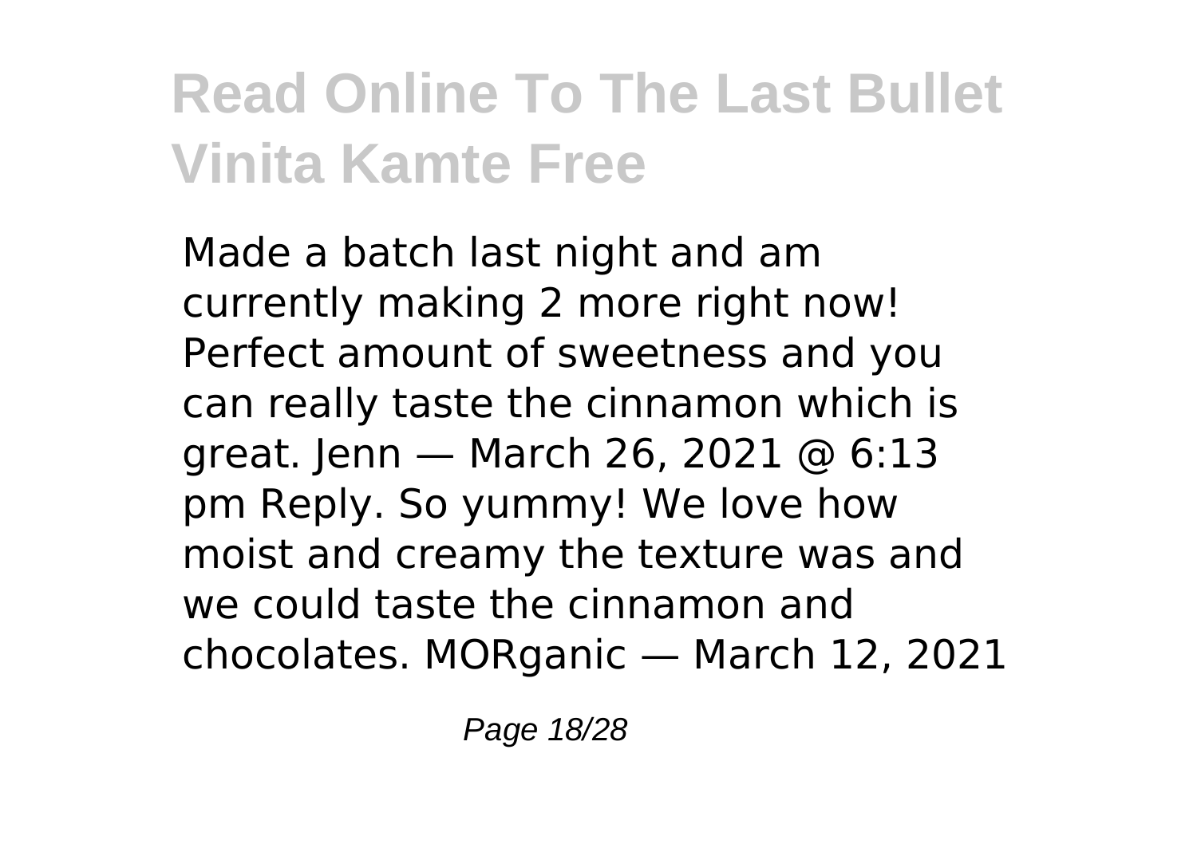Made a batch last night and am currently making 2 more right now! Perfect amount of sweetness and you can really taste the cinnamon which is great. Jenn — March 26, 2021 @ 6:13 pm Reply. So yummy! We love how moist and creamy the texture was and we could taste the cinnamon and chocolates. MORganic — March 12, 2021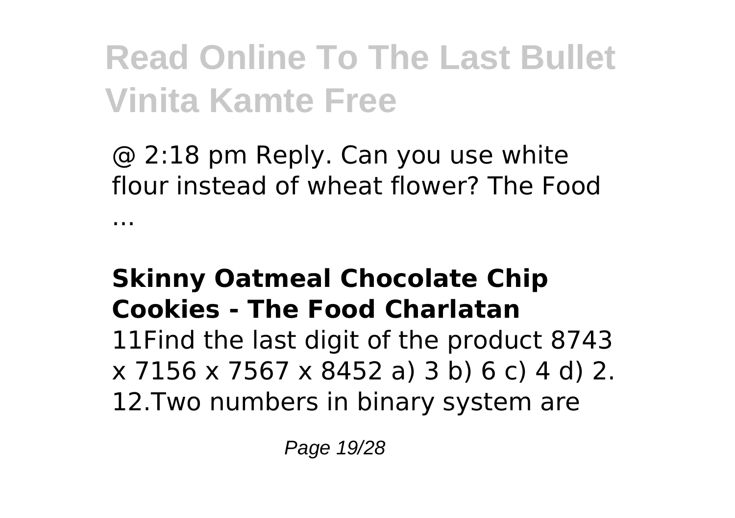@ 2:18 pm Reply. Can you use white flour instead of wheat flower? The Food ...

### **Skinny Oatmeal Chocolate Chip Cookies - The Food Charlatan**

11Find the last digit of the product 8743 x 7156 x 7567 x 8452 a) 3 b) 6 c) 4 d) 2. 12.Two numbers in binary system are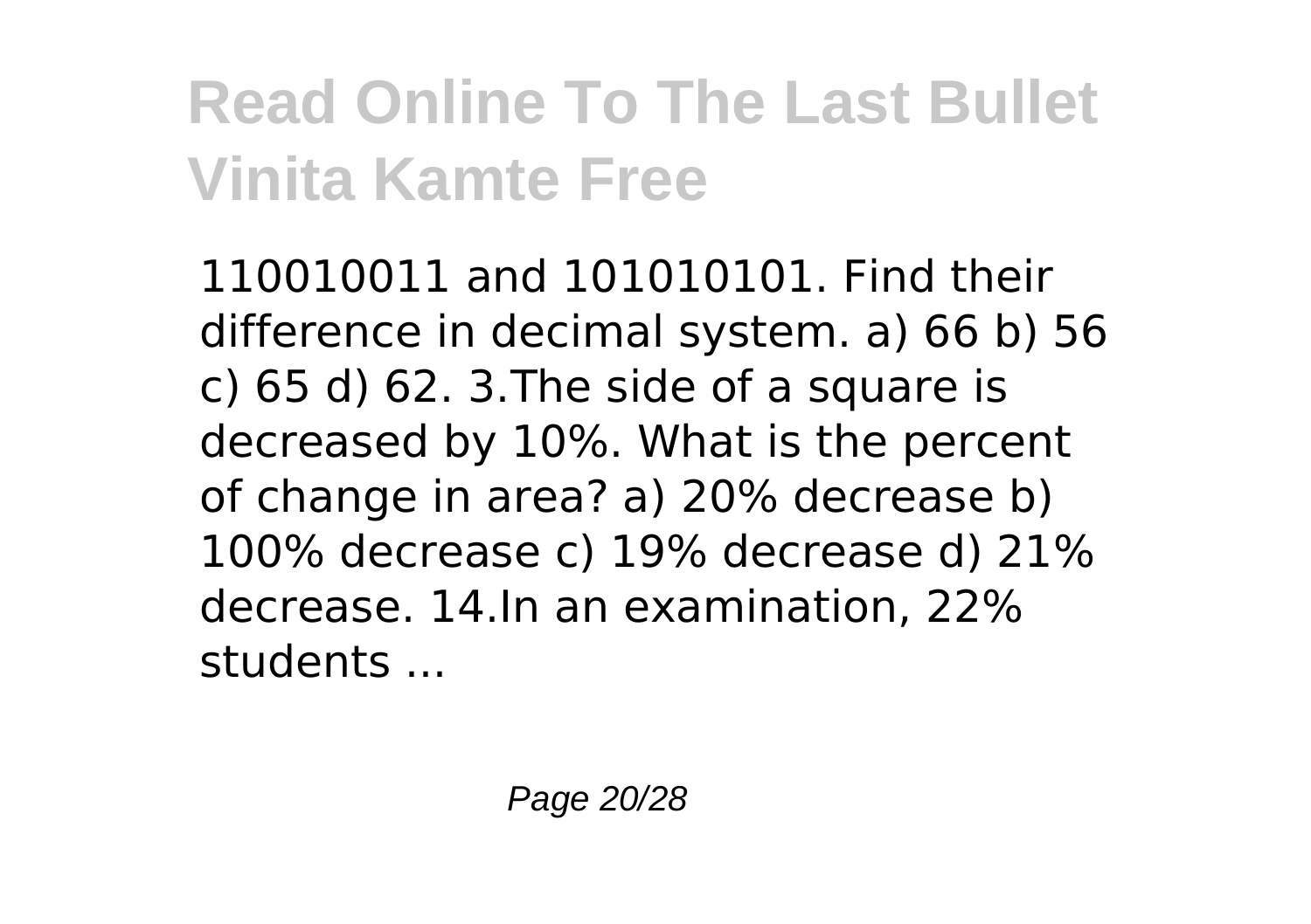110010011 and 101010101. Find their difference in decimal system. a) 66 b) 56 c) 65 d) 62. 3.The side of a square is decreased by 10%. What is the percent of change in area? a) 20% decrease b) 100% decrease c) 19% decrease d) 21% decrease. 14.In an examination, 22% students ...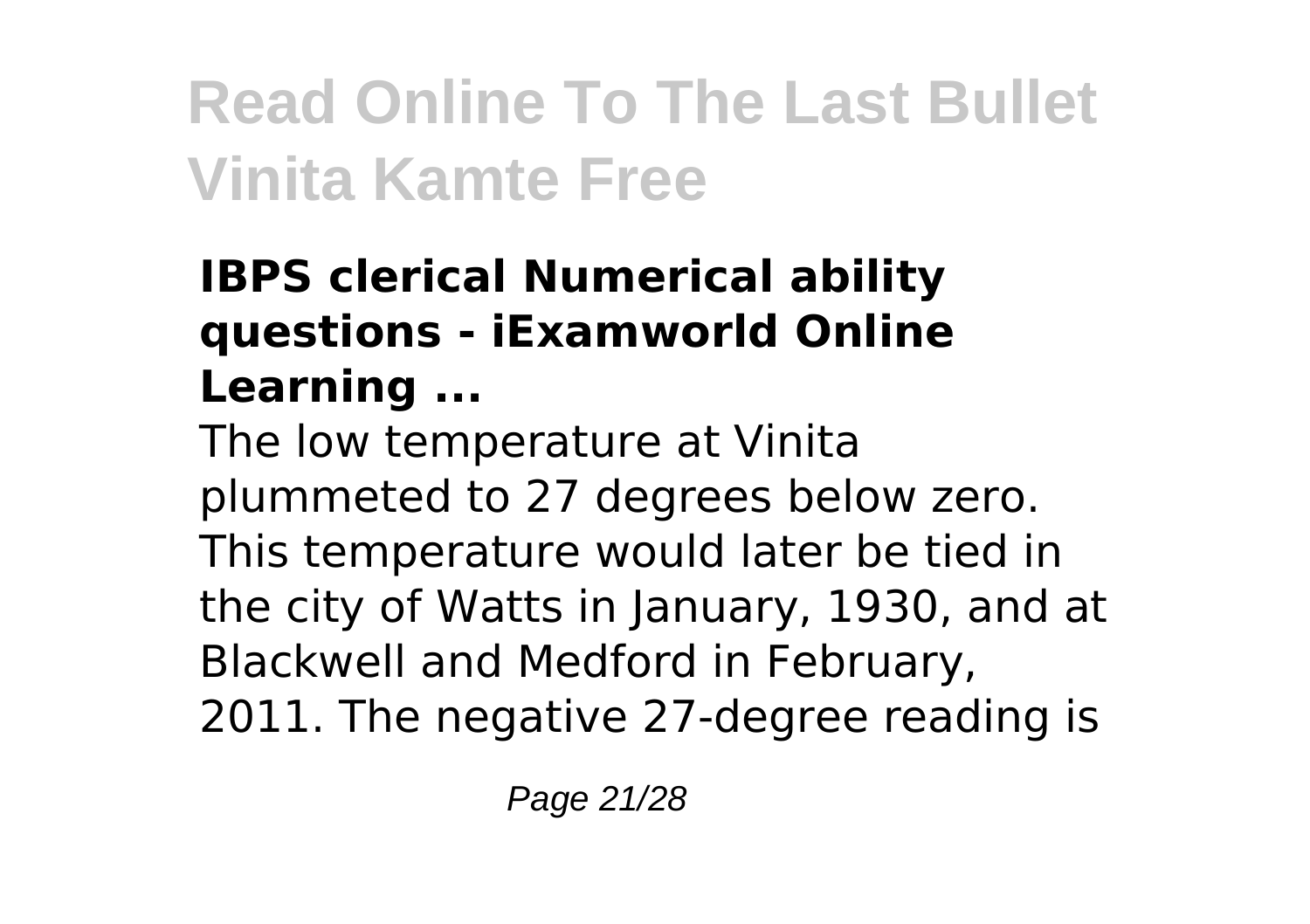### IBPS clerical Numerical ability questions - iExamworld Online Learning ...

The low temperature at Vinita plummeted to 27 degrees below zero. This temperature would later be tied in the city of Watts in January, 1930, and at Blackwell and Medford in February, 2011. The negative 27-degree reading is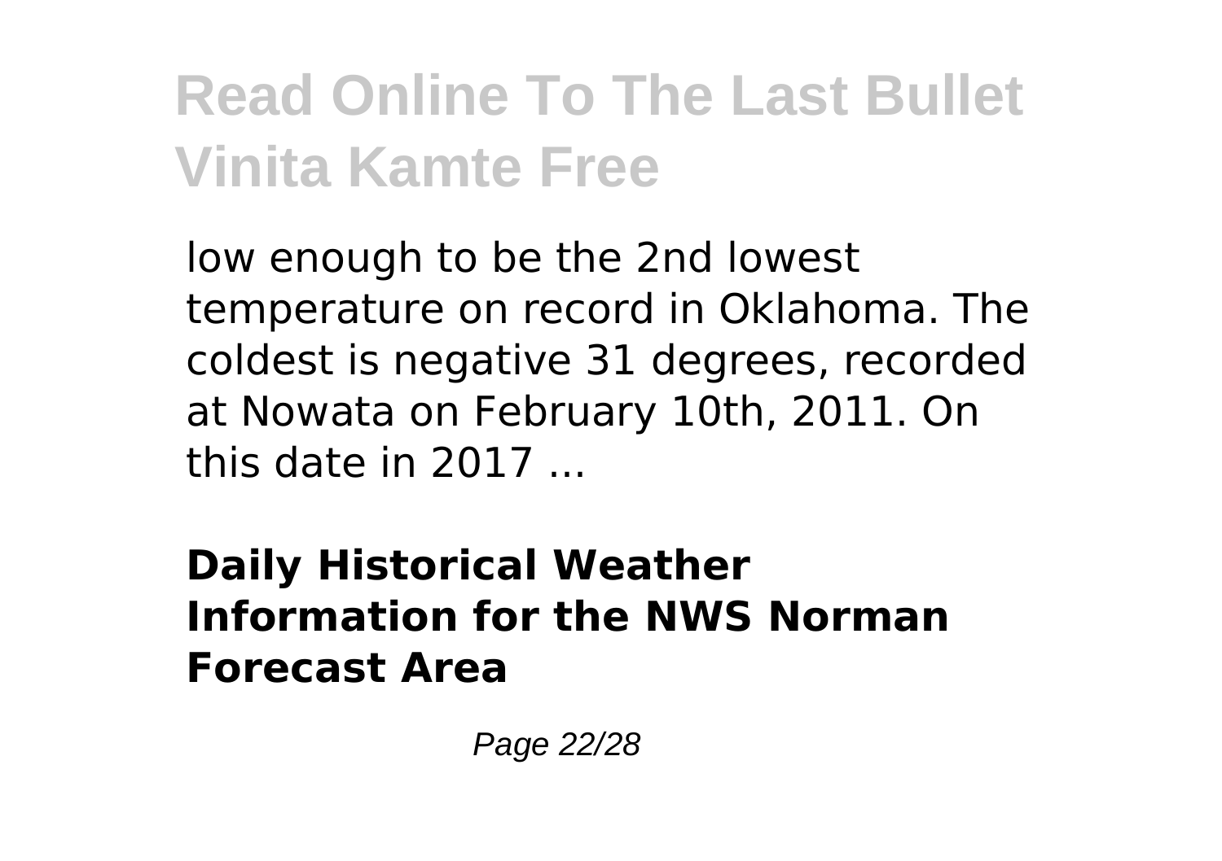low enough to be the 2nd lowest temperature on record in Oklahoma. The coldest is negative 31 degrees, recorded at Nowata on February 10th, 2011. On this date in 2017 ...

**Daily Historical Weather Information for the NWS Norman Forecast Area**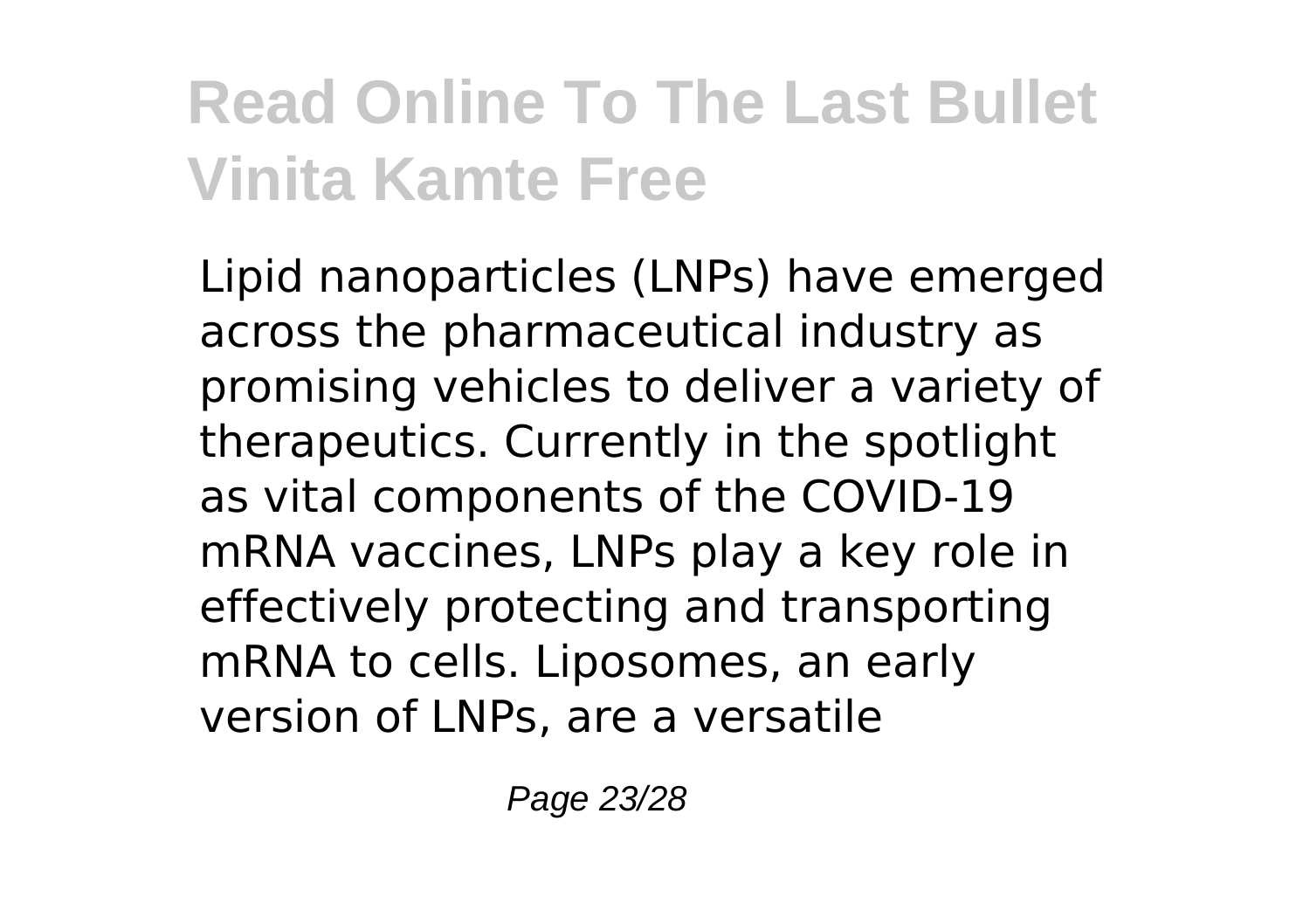Lipid nanoparticles (LNPs) have emerged across the pharmaceutical industry as promising vehicles to deliver a variety of therapeutics. Currently in the spotlight as vital components of the COVID-19 mRNA vaccines, LNPs play a key role in effectively protecting and transporting mRNA to cells. Liposomes, an early version of LNPs, are a versatile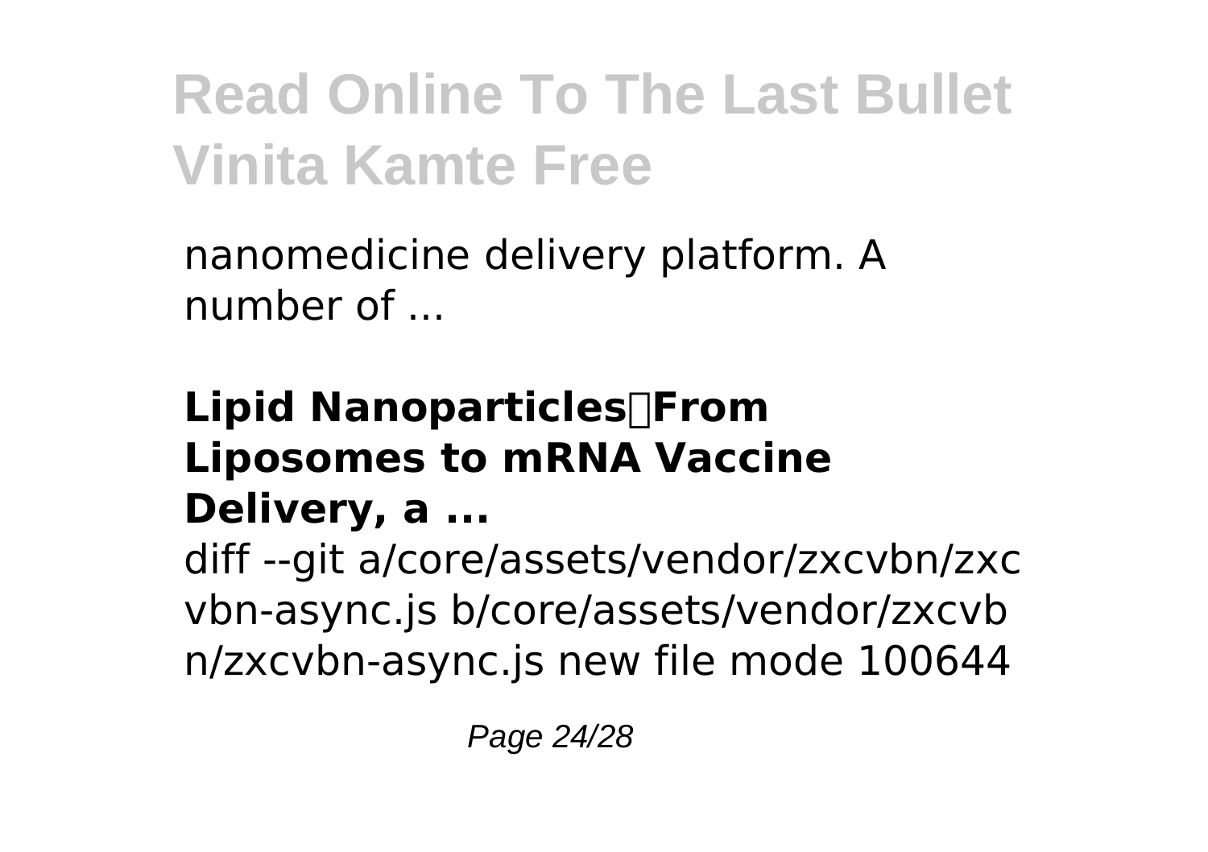nanomedicine delivery platform. A number of ...

**Lipid Nanoparticles⁠From Liposomes to mRNA Vaccine Delivery, a ...**

diff --git a/core/assets/vendor/zxcvbn/zxcvbn-async.js b/core/assets/vendor/zxcvbn/zxcvbn-async.js new file mode 100644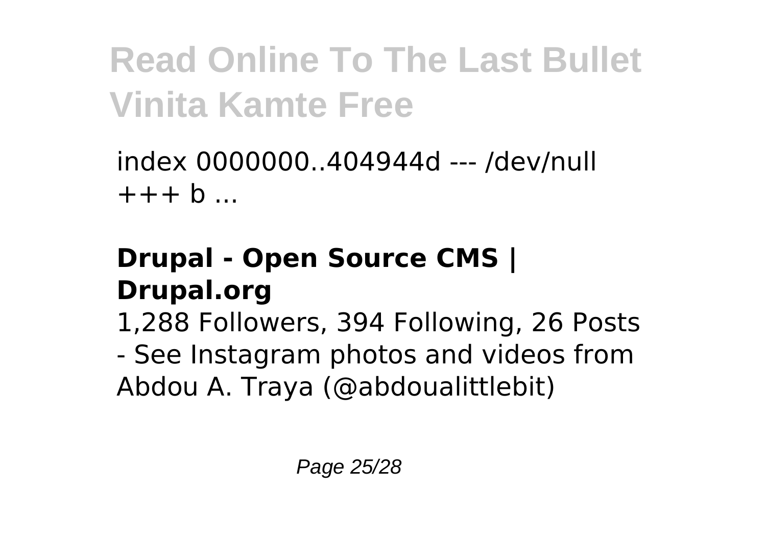index 0000000..404944d --- /dev/null
+++ b ...

**Drupal - Open Source CMS | Drupal.org**

1,288 Followers, 394 Following, 26 Posts - See Instagram photos and videos from Abdou A. Traya (@abdoualittlebit)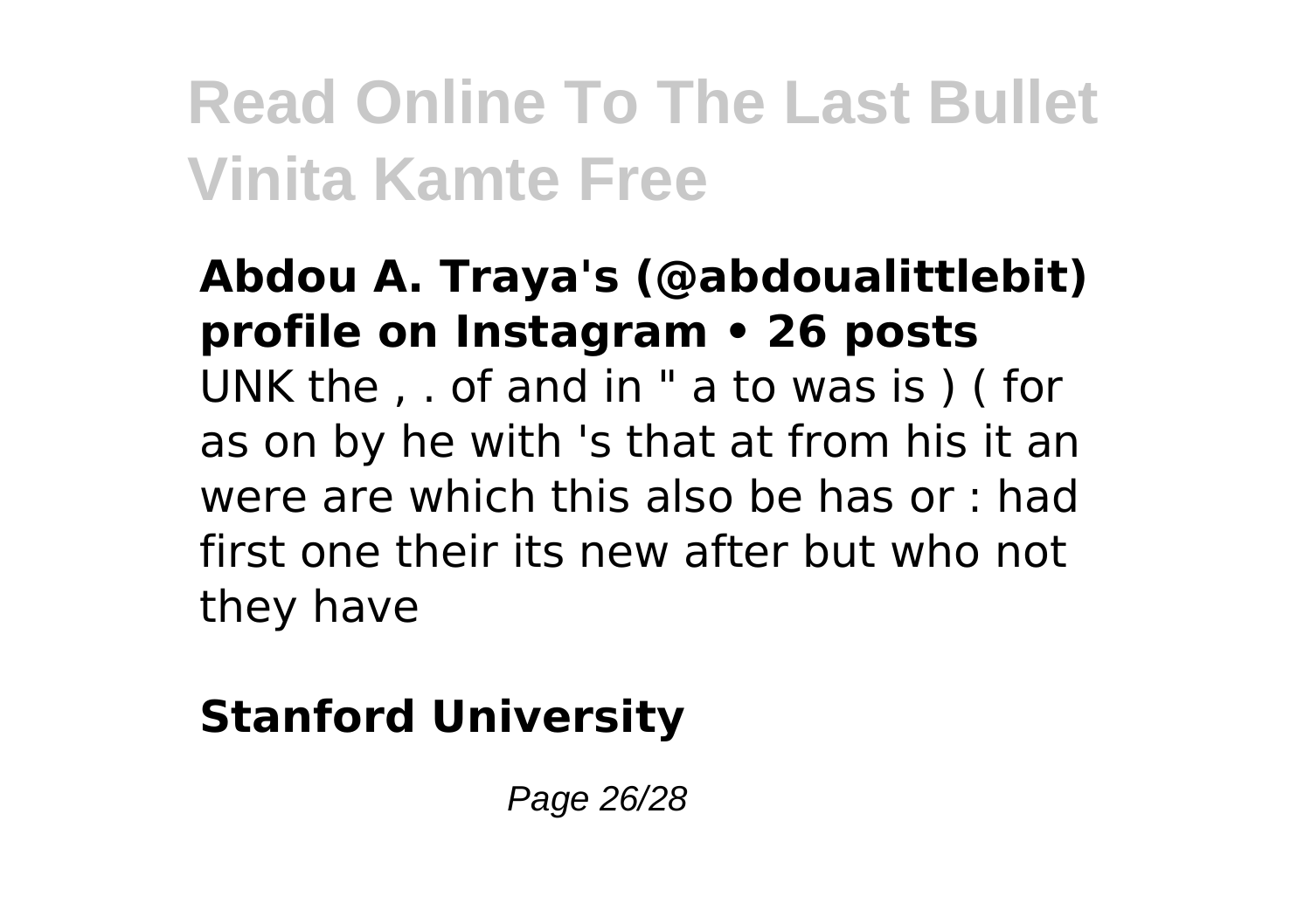**Abdou A. Traya's (@abdoualittlebit) profile on Instagram • 26 posts**

UNK the , . of and in " a to was is ) ( for as on by he with 's that at from his it an were are which this also be has or : had first one their its new after but who not they have

**Stanford University**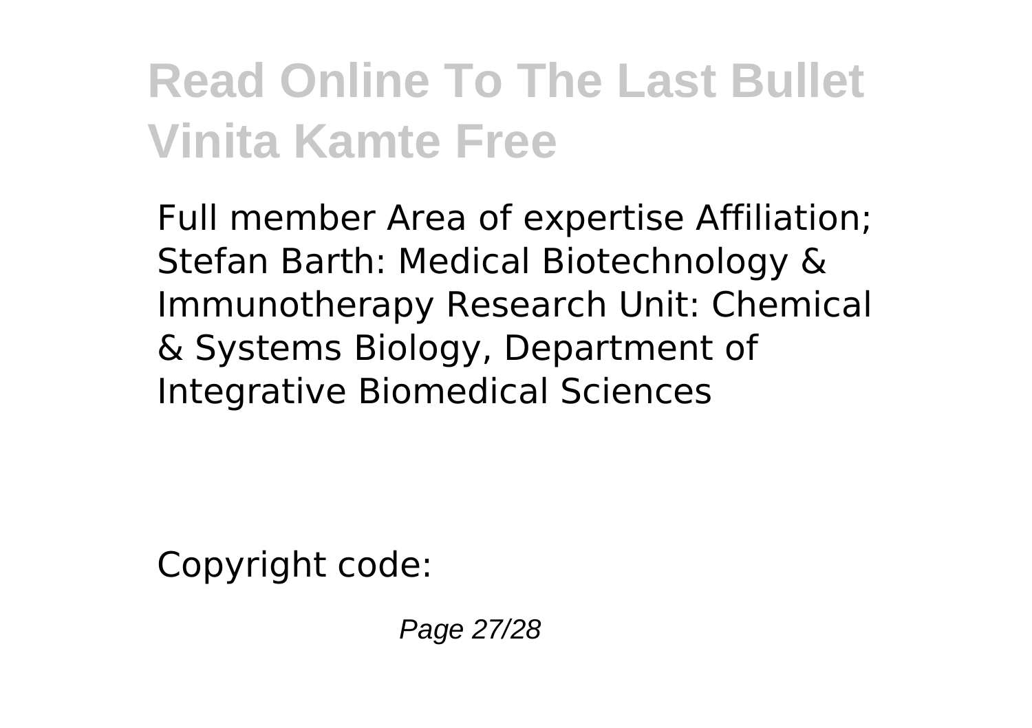Full member Area of expertise Affiliation; Stefan Barth: Medical Biotechnology & Immunotherapy Research Unit: Chemical & Systems Biology, Department of Integrative Biomedical Sciences

Copyright code: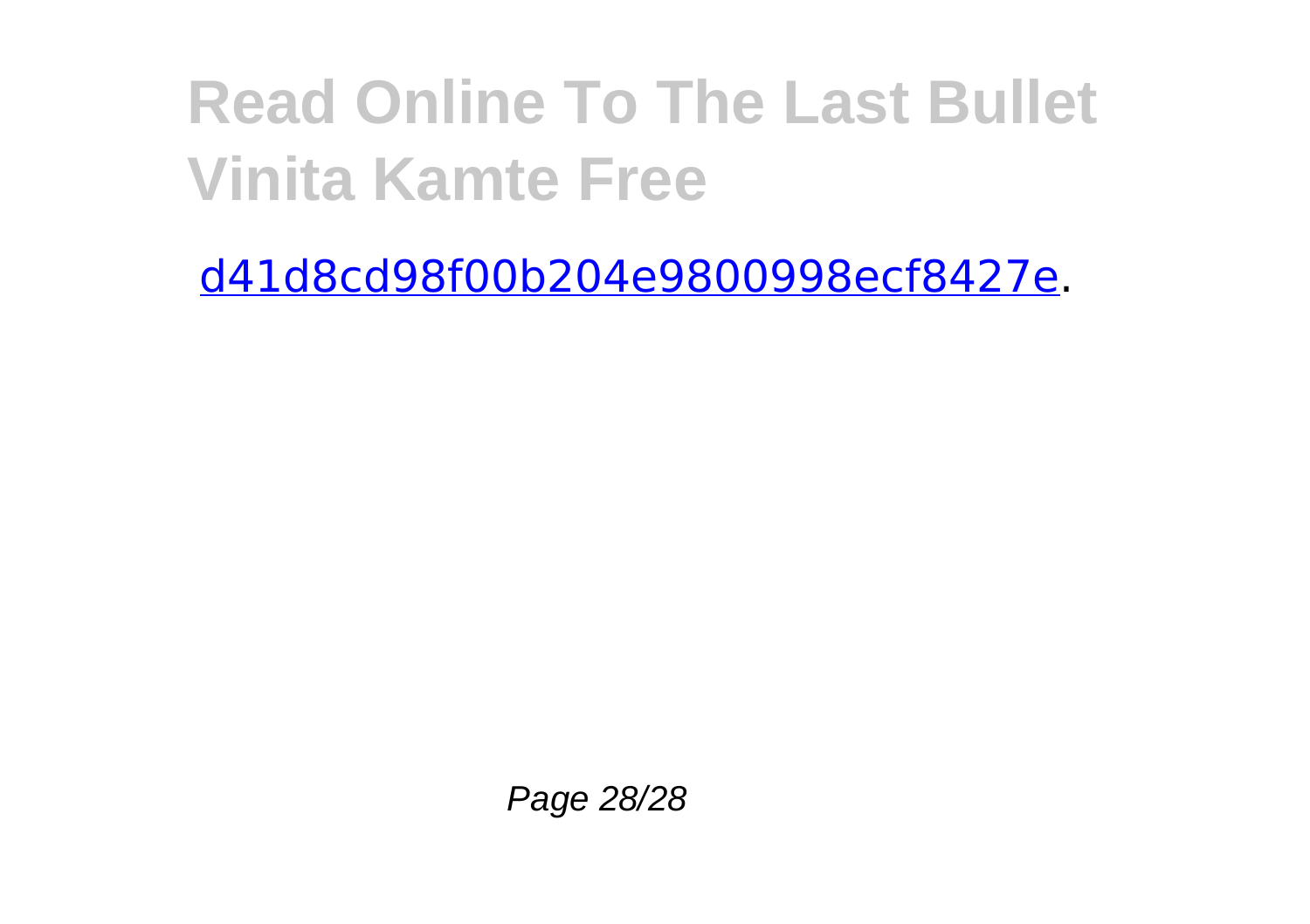d41d8cd98f00b204e9800998ecf8427e.